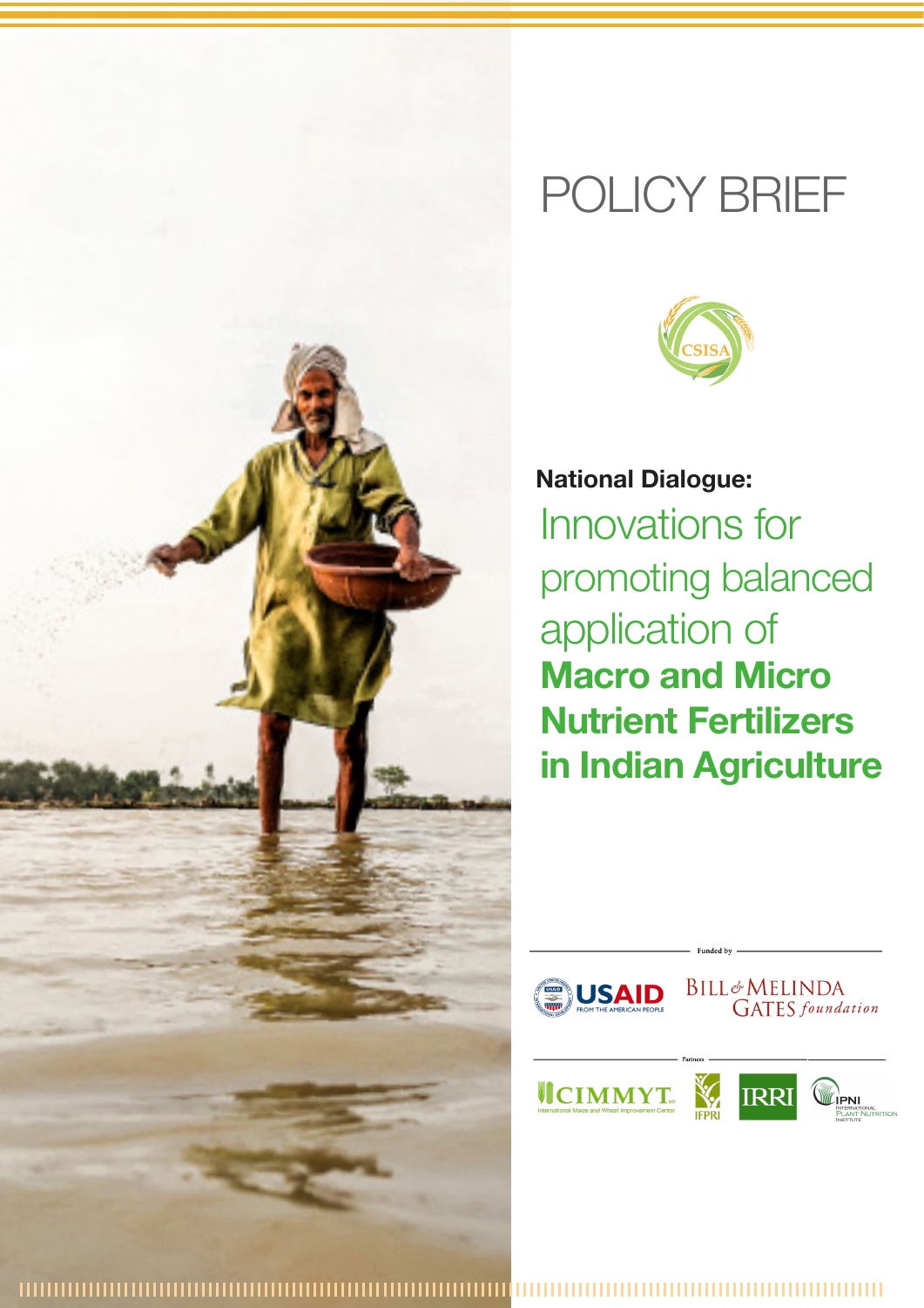# POLICY BRIEF

CSISA

**National Dialogue:**

## Innovations for promoting balanced application of **Macro and Micro Nutrient Fertilizers in Indian Agriculture**

Funded by

USAID FROM THE AMERICAN PEOPLE

BILL & MELINDA GATES *foundation*

Partners

CIMMYT International Maize and Wheat Improvement Center

IFPRI

IRRI

IPNI INTERNATIONAL PLANT NUTRITION INSTITUTE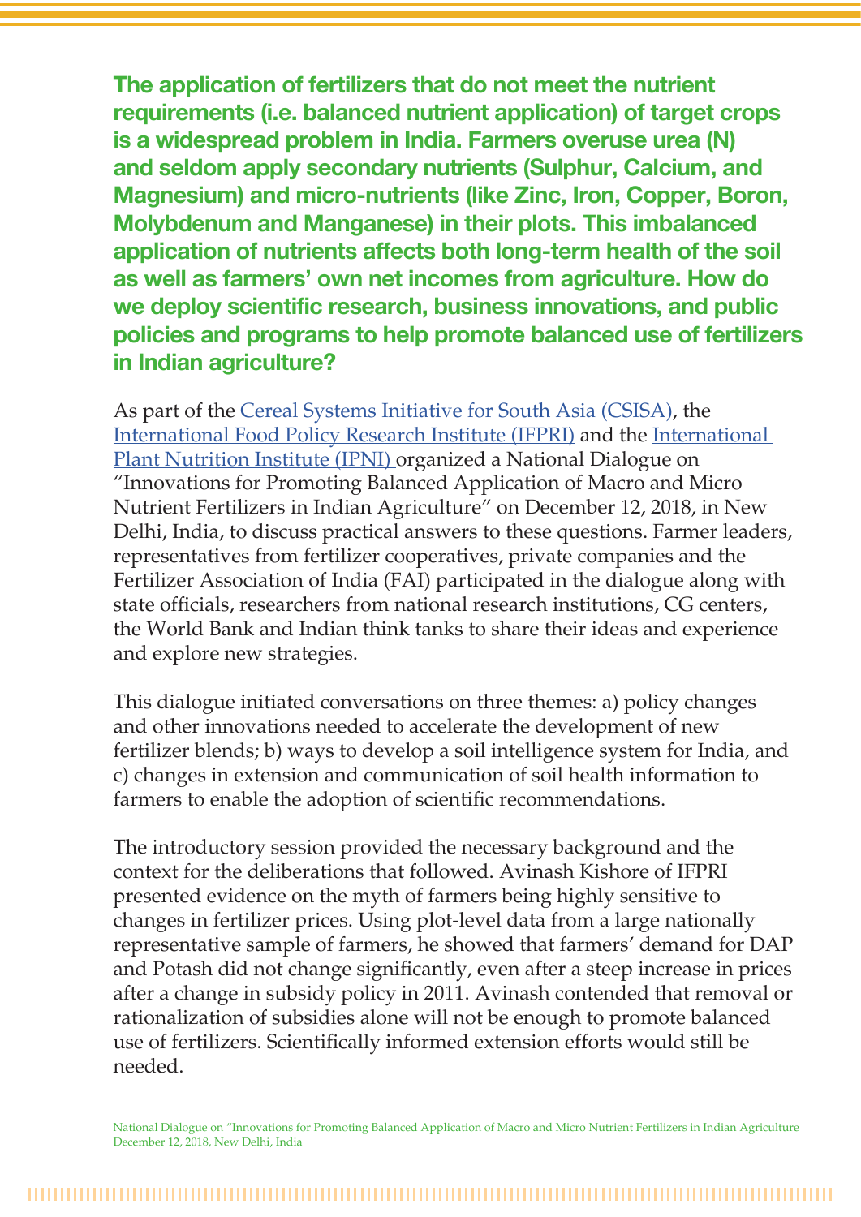**The application of fertilizers that do not meet the nutrient requirements (i.e. balanced nutrient application) of target crops is a widespread problem in India. Farmers overuse urea (N) and seldom apply secondary nutrients (Sulphur, Calcium, and Magnesium) and micro-nutrients (like Zinc, Iron, Copper, Boron, Molybdenum and Manganese) in their plots. This imbalanced application of nutrients affects both long-term health of the soil as well as farmers' own net incomes from agriculture. How do we deploy scientific research, business innovations, and public policies and programs to help promote balanced use of fertilizers in Indian agriculture?**

As part of the Cereal Systems Initiative for South Asia (CSISA), the International Food Policy Research Institute (IFPRI) and the International Plant Nutrition Institute (IPNI) organized a National Dialogue on "Innovations for Promoting Balanced Application of Macro and Micro Nutrient Fertilizers in Indian Agriculture" on December 12, 2018, in New Delhi, India, to discuss practical answers to these questions. Farmer leaders, representatives from fertilizer cooperatives, private companies and the Fertilizer Association of India (FAI) participated in the dialogue along with state officials, researchers from national research institutions, CG centers, the World Bank and Indian think tanks to share their ideas and experience and explore new strategies.

This dialogue initiated conversations on three themes: a) policy changes and other innovations needed to accelerate the development of new fertilizer blends; b) ways to develop a soil intelligence system for India, and c) changes in extension and communication of soil health information to farmers to enable the adoption of scientific recommendations.

The introductory session provided the necessary background and the context for the deliberations that followed. Avinash Kishore of IFPRI presented evidence on the myth of farmers being highly sensitive to changes in fertilizer prices. Using plot-level data from a large nationally representative sample of farmers, he showed that farmers' demand for DAP and Potash did not change significantly, even after a steep increase in prices after a change in subsidy policy in 2011. Avinash contended that removal or rationalization of subsidies alone will not be enough to promote balanced use of fertilizers. Scientifically informed extension efforts would still be needed.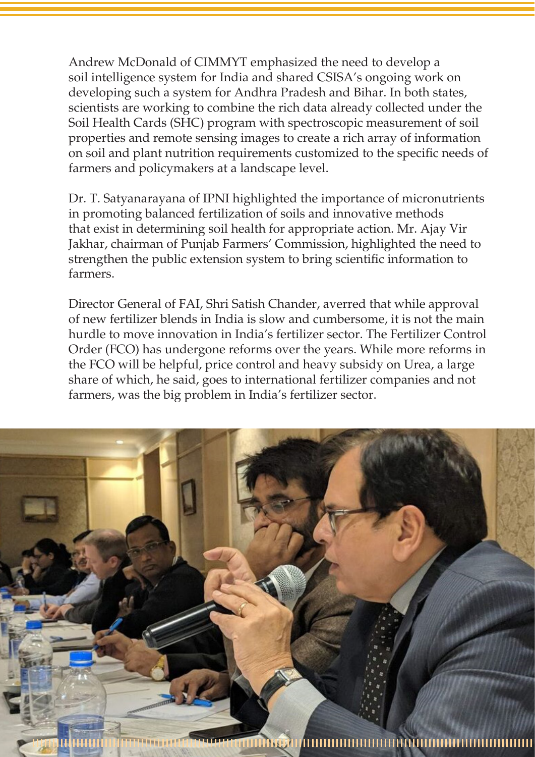Andrew McDonald of CIMMYT emphasized the need to develop a soil intelligence system for India and shared CSISA's ongoing work on developing such a system for Andhra Pradesh and Bihar. In both states, scientists are working to combine the rich data already collected under the Soil Health Cards (SHC) program with spectroscopic measurement of soil properties and remote sensing images to create a rich array of information on soil and plant nutrition requirements customized to the specific needs of farmers and policymakers at a landscape level.

Dr. T. Satyanarayana of IPNI highlighted the importance of micronutrients in promoting balanced fertilization of soils and innovative methods that exist in determining soil health for appropriate action. Mr. Ajay Vir Jakhar, chairman of Punjab Farmers' Commission, highlighted the need to strengthen the public extension system to bring scientific information to farmers.

Director General of FAI, Shri Satish Chander, averred that while approval of new fertilizer blends in India is slow and cumbersome, it is not the main hurdle to move innovation in India's fertilizer sector. The Fertilizer Control Order (FCO) has undergone reforms over the years. While more reforms in the FCO will be helpful, price control and heavy subsidy on Urea, a large share of which, he said, goes to international fertilizer companies and not farmers, was the big problem in India's fertilizer sector.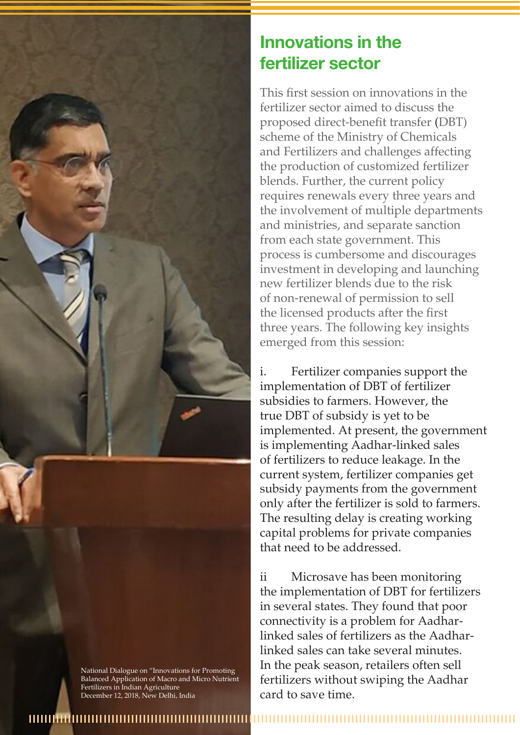## Innovations in the fertilizer sector

This first session on innovations in the fertilizer sector aimed to discuss the proposed direct-benefit transfer (DBT) scheme of the Ministry of Chemicals and Fertilizers and challenges affecting the production of customized fertilizer blends. Further, the current policy requires renewals every three years and the involvement of multiple departments and ministries, and separate sanction from each state government. This process is cumbersome and discourages investment in developing and launching new fertilizer blends due to the risk of non-renewal of permission to sell the licensed products after the first three years. The following key insights emerged from this session:

i. Fertilizer companies support the implementation of DBT of fertilizer subsidies to farmers. However, the true DBT of subsidy is yet to be implemented. At present, the government is implementing Aadhar-linked sales of fertilizers to reduce leakage. In the current system, fertilizer companies get subsidy payments from the government only after the fertilizer is sold to farmers. The resulting delay is creating working capital problems for private companies that need to be addressed.

ii Microsave has been monitoring the implementation of DBT for fertilizers in several states. They found that poor connectivity is a problem for Aadhar-linked sales of fertilizers as the Aadhar-linked sales can take several minutes. In the peak season, retailers often sell fertilizers without swiping the Aadhar card to save time.

National Dialogue on "Innovations for Promoting Balanced Application of Macro and Micro Nutrient Fertilizers in Indian Agriculture
December 12, 2018, New Delhi, India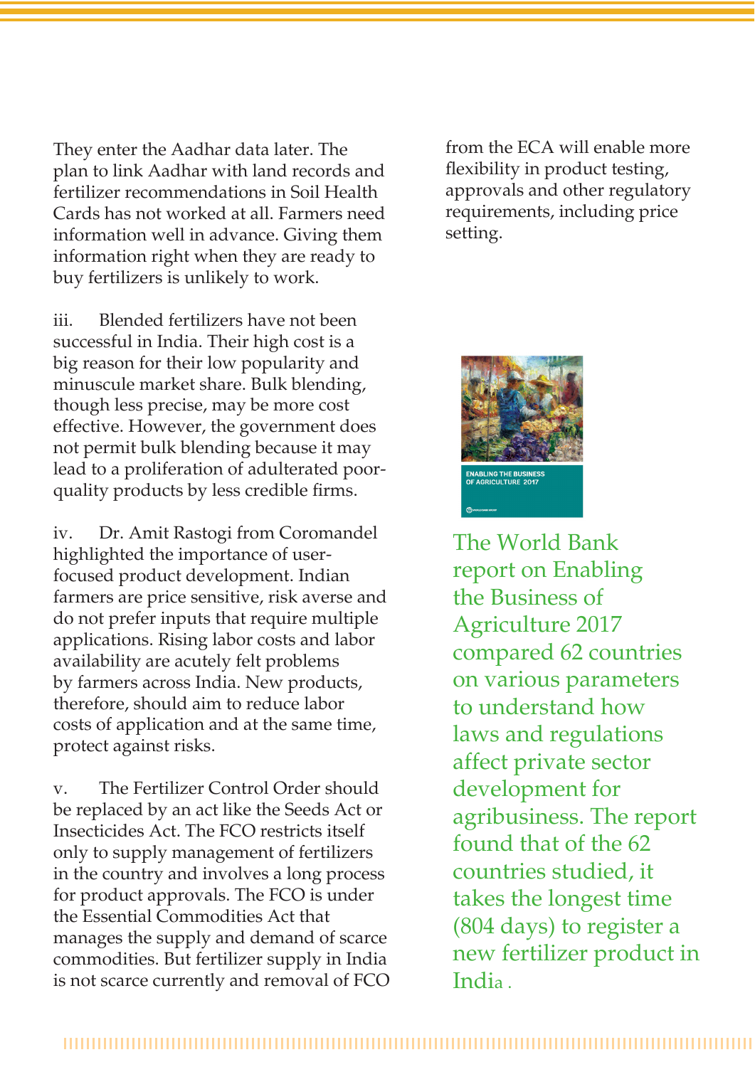They enter the Aadhar data later. The plan to link Aadhar with land records and fertilizer recommendations in Soil Health Cards has not worked at all. Farmers need information well in advance. Giving them information right when they are ready to buy fertilizers is unlikely to work.

iii. Blended fertilizers have not been successful in India. Their high cost is a big reason for their low popularity and minuscule market share. Bulk blending, though less precise, may be more cost effective. However, the government does not permit bulk blending because it may lead to a proliferation of adulterated poor-quality products by less credible firms.

iv. Dr. Amit Rastogi from Coromandel highlighted the importance of user-focused product development. Indian farmers are price sensitive, risk averse and do not prefer inputs that require multiple applications. Rising labor costs and labor availability are acutely felt problems by farmers across India. New products, therefore, should aim to reduce labor costs of application and at the same time, protect against risks.

v. The Fertilizer Control Order should be replaced by an act like the Seeds Act or Insecticides Act. The FCO restricts itself only to supply management of fertilizers in the country and involves a long process for product approvals. The FCO is under the Essential Commodities Act that manages the supply and demand of scarce commodities. But fertilizer supply in India is not scarce currently and removal of FCO from the ECA will enable more flexibility in product testing, approvals and other regulatory requirements, including price setting.

The World Bank report on Enabling the Business of Agriculture 2017 compared 62 countries on various parameters to understand how laws and regulations affect private sector development for agribusiness. The report found that of the 62 countries studied, it takes the longest time (804 days) to register a new fertilizer product in India.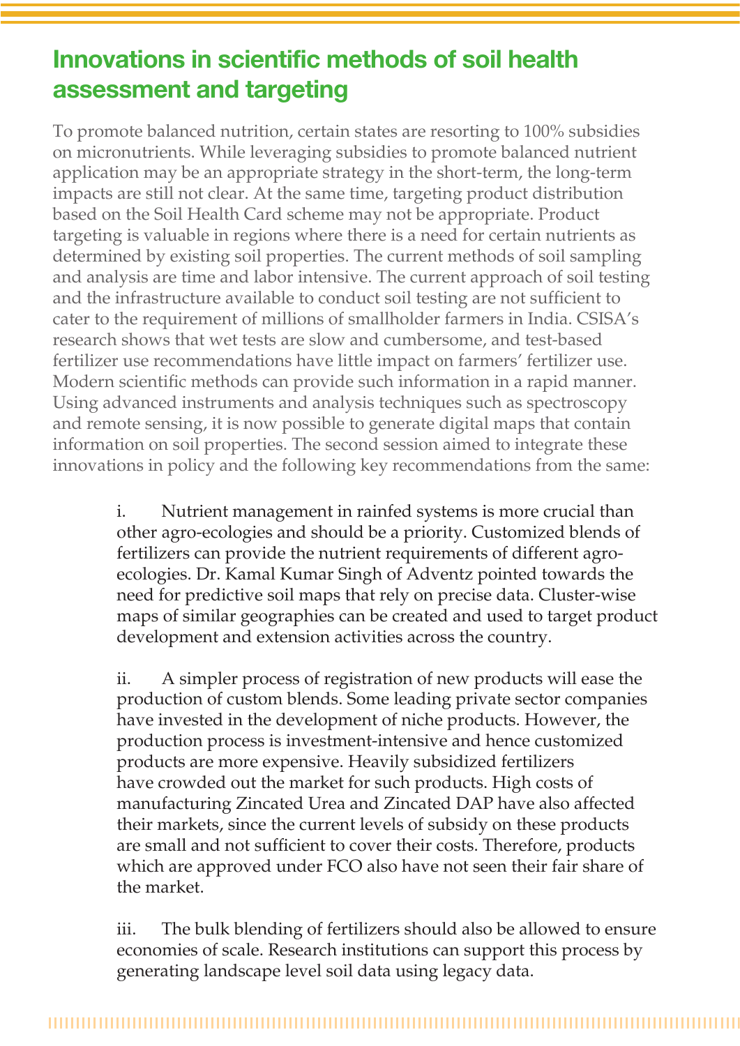## Innovations in scientific methods of soil health assessment and targeting

To promote balanced nutrition, certain states are resorting to 100% subsidies on micronutrients. While leveraging subsidies to promote balanced nutrient application may be an appropriate strategy in the short-term, the long-term impacts are still not clear. At the same time, targeting product distribution based on the Soil Health Card scheme may not be appropriate. Product targeting is valuable in regions where there is a need for certain nutrients as determined by existing soil properties. The current methods of soil sampling and analysis are time and labor intensive. The current approach of soil testing and the infrastructure available to conduct soil testing are not sufficient to cater to the requirement of millions of smallholder farmers in India. CSISA's research shows that wet tests are slow and cumbersome, and test-based fertilizer use recommendations have little impact on farmers' fertilizer use. Modern scientific methods can provide such information in a rapid manner. Using advanced instruments and analysis techniques such as spectroscopy and remote sensing, it is now possible to generate digital maps that contain information on soil properties. The second session aimed to integrate these innovations in policy and the following key recommendations from the same:

i. Nutrient management in rainfed systems is more crucial than other agro-ecologies and should be a priority. Customized blends of fertilizers can provide the nutrient requirements of different agro-ecologies. Dr. Kamal Kumar Singh of Adventz pointed towards the need for predictive soil maps that rely on precise data. Cluster-wise maps of similar geographies can be created and used to target product development and extension activities across the country.

ii. A simpler process of registration of new products will ease the production of custom blends. Some leading private sector companies have invested in the development of niche products. However, the production process is investment-intensive and hence customized products are more expensive. Heavily subsidized fertilizers have crowded out the market for such products. High costs of manufacturing Zincated Urea and Zincated DAP have also affected their markets, since the current levels of subsidy on these products are small and not sufficient to cover their costs. Therefore, products which are approved under FCO also have not seen their fair share of the market.

iii. The bulk blending of fertilizers should also be allowed to ensure economies of scale. Research institutions can support this process by generating landscape level soil data using legacy data.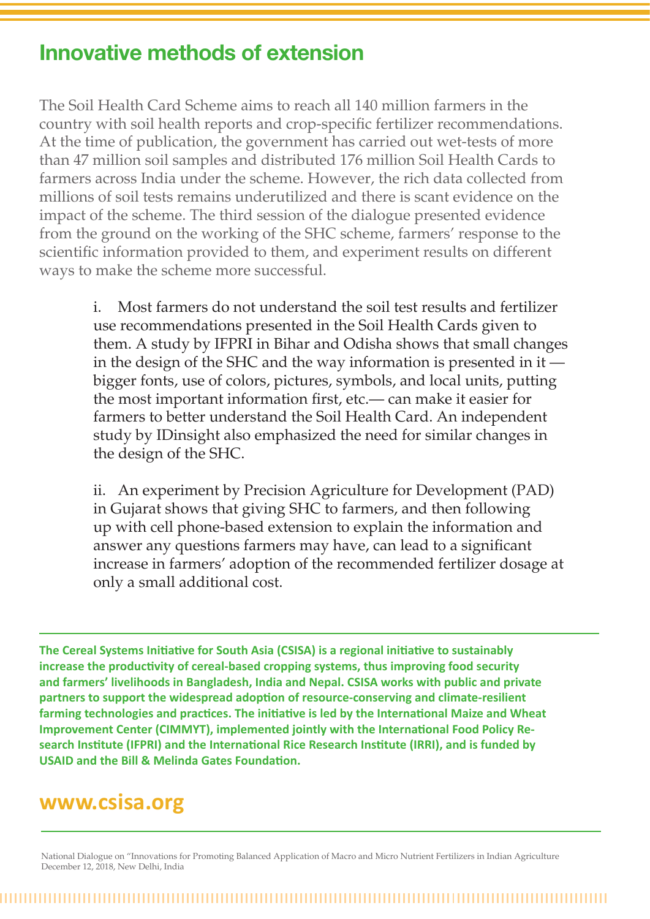## Innovative methods of extension

The Soil Health Card Scheme aims to reach all 140 million farmers in the country with soil health reports and crop-specific fertilizer recommendations. At the time of publication, the government has carried out wet-tests of more than 47 million soil samples and distributed 176 million Soil Health Cards to farmers across India under the scheme. However, the rich data collected from millions of soil tests remains underutilized and there is scant evidence on the impact of the scheme. The third session of the dialogue presented evidence from the ground on the working of the SHC scheme, farmers' response to the scientific information provided to them, and experiment results on different ways to make the scheme more successful.

i. Most farmers do not understand the soil test results and fertilizer use recommendations presented in the Soil Health Cards given to them. A study by IFPRI in Bihar and Odisha shows that small changes in the design of the SHC and the way information is presented in it — bigger fonts, use of colors, pictures, symbols, and local units, putting the most important information first, etc.— can make it easier for farmers to better understand the Soil Health Card. An independent study by IDinsight also emphasized the need for similar changes in the design of the SHC.

ii. An experiment by Precision Agriculture for Development (PAD) in Gujarat shows that giving SHC to farmers, and then following up with cell phone-based extension to explain the information and answer any questions farmers may have, can lead to a significant increase in farmers' adoption of the recommended fertilizer dosage at only a small additional cost.

**The Cereal Systems Initiative for South Asia (CSISA) is a regional initiative to sustainably increase the productivity of cereal-based cropping systems, thus improving food security and farmers' livelihoods in Bangladesh, India and Nepal. CSISA works with public and private partners to support the widespread adoption of resource-conserving and climate-resilient farming technologies and practices. The initiative is led by the International Maize and Wheat Improvement Center (CIMMYT), implemented jointly with the International Food Policy Research Institute (IFPRI) and the International Rice Research Institute (IRRI), and is funded by USAID and the Bill & Melinda Gates Foundation.**

**www.csisa.org**

National Dialogue on "Innovations for Promoting Balanced Application of Macro and Micro Nutrient Fertilizers in Indian Agriculture
December 12, 2018, New Delhi, India